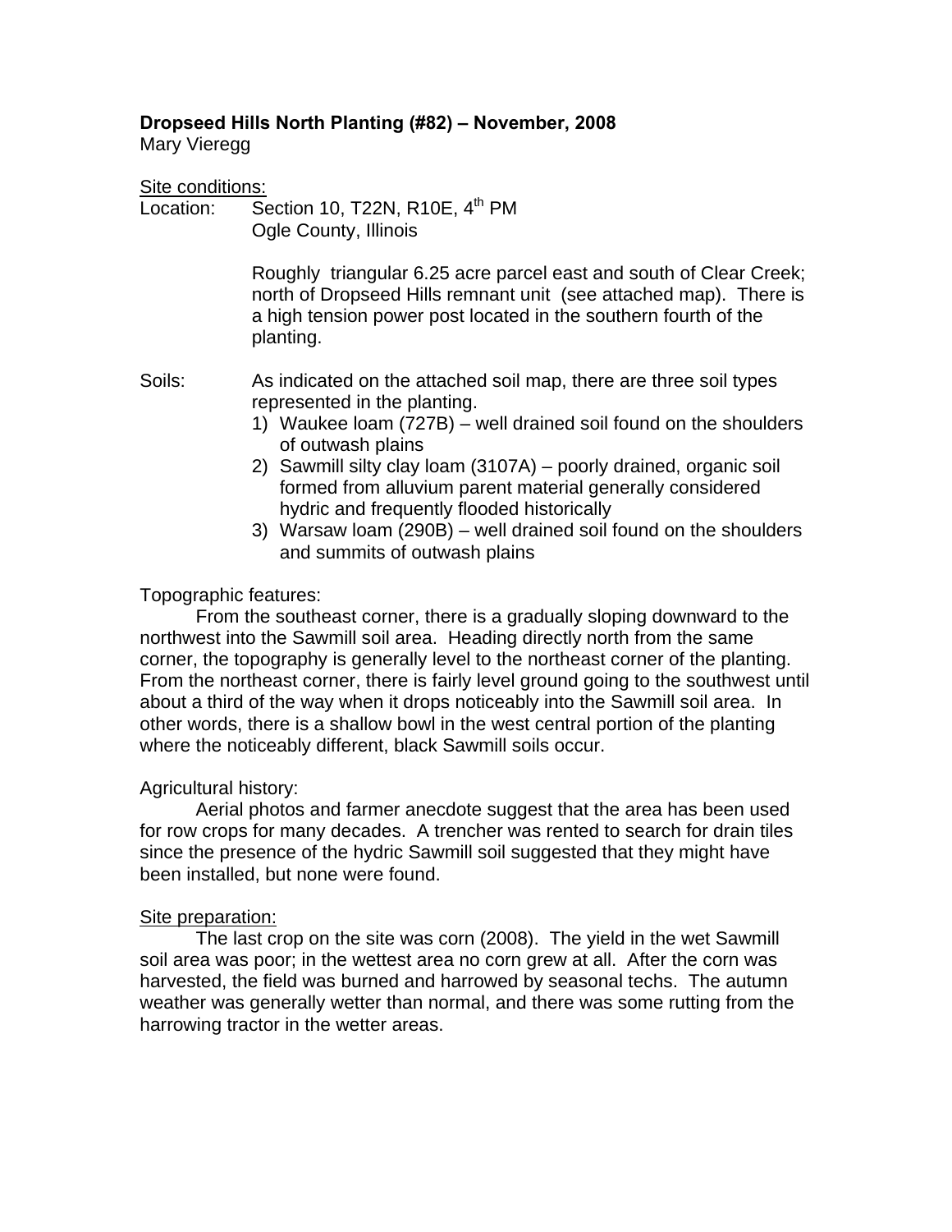**Dropseed Hills North Planting (#82) – November, 2008**
Mary Vieregg

Site conditions:

Location: Section 10, T22N, R10E, 4th PM
Ogle County, Illinois

Roughly triangular 6.25 acre parcel east and south of Clear Creek; north of Dropseed Hills remnant unit (see attached map). There is a high tension power post located in the southern fourth of the planting.

Soils: As indicated on the attached soil map, there are three soil types represented in the planting.

1) Waukee loam (727B) – well drained soil found on the shoulders of outwash plains
2) Sawmill silty clay loam (3107A) – poorly drained, organic soil formed from alluvium parent material generally considered hydric and frequently flooded historically
3) Warsaw loam (290B) – well drained soil found on the shoulders and summits of outwash plains

Topographic features:

From the southeast corner, there is a gradually sloping downward to the northwest into the Sawmill soil area. Heading directly north from the same corner, the topography is generally level to the northeast corner of the planting. From the northeast corner, there is fairly level ground going to the southwest until about a third of the way when it drops noticeably into the Sawmill soil area. In other words, there is a shallow bowl in the west central portion of the planting where the noticeably different, black Sawmill soils occur.

Agricultural history:

Aerial photos and farmer anecdote suggest that the area has been used for row crops for many decades. A trencher was rented to search for drain tiles since the presence of the hydric Sawmill soil suggested that they might have been installed, but none were found.

Site preparation:

The last crop on the site was corn (2008). The yield in the wet Sawmill soil area was poor; in the wettest area no corn grew at all. After the corn was harvested, the field was burned and harrowed by seasonal techs. The autumn weather was generally wetter than normal, and there was some rutting from the harrowing tractor in the wetter areas.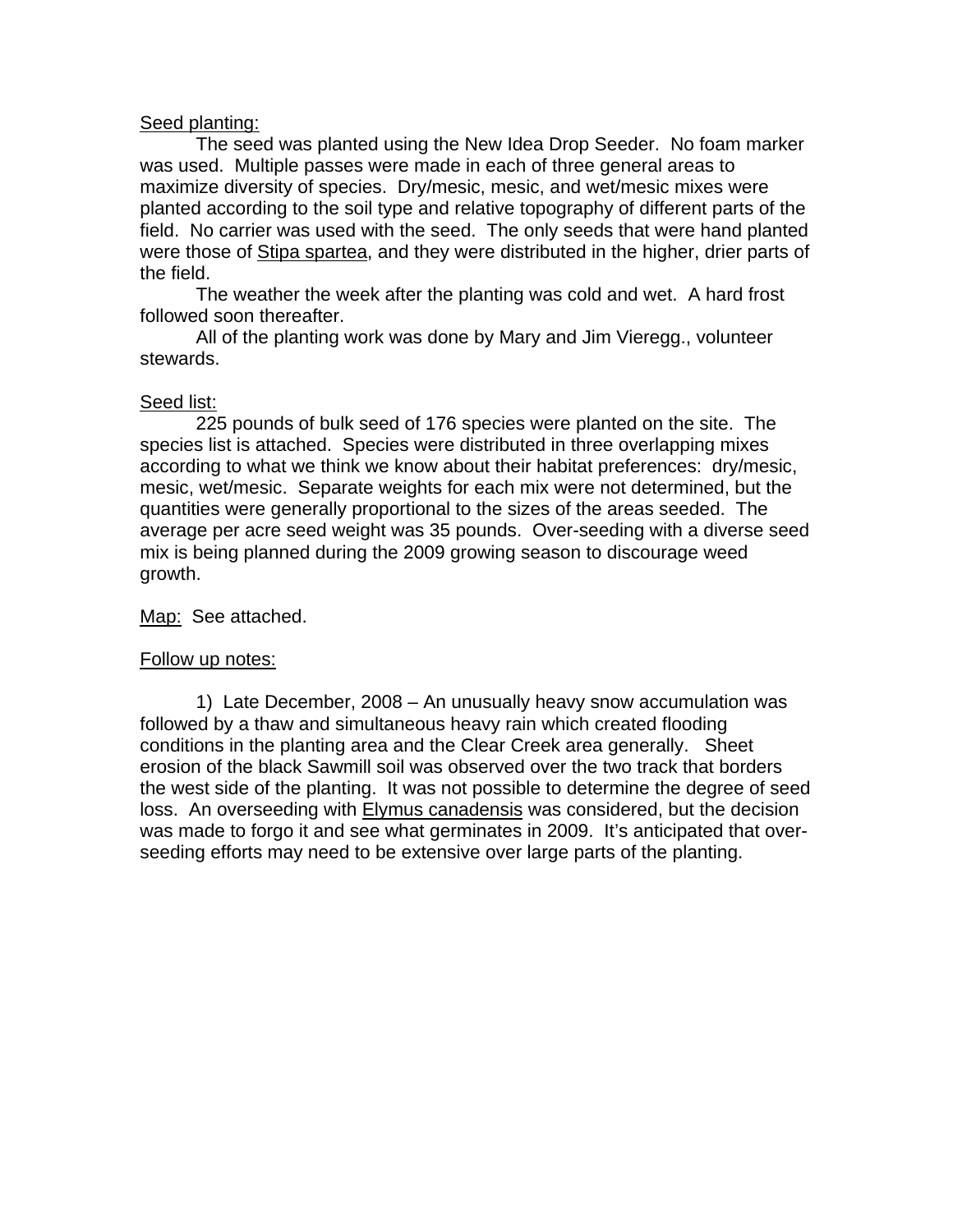Seed planting:

The seed was planted using the New Idea Drop Seeder. No foam marker was used. Multiple passes were made in each of three general areas to maximize diversity of species. Dry/mesic, mesic, and wet/mesic mixes were planted according to the soil type and relative topography of different parts of the field. No carrier was used with the seed. The only seeds that were hand planted were those of Stipa spartea, and they were distributed in the higher, drier parts of the field.

The weather the week after the planting was cold and wet. A hard frost followed soon thereafter.

All of the planting work was done by Mary and Jim Vieregg., volunteer stewards.

Seed list:

225 pounds of bulk seed of 176 species were planted on the site. The species list is attached. Species were distributed in three overlapping mixes according to what we think we know about their habitat preferences: dry/mesic, mesic, wet/mesic. Separate weights for each mix were not determined, but the quantities were generally proportional to the sizes of the areas seeded. The average per acre seed weight was 35 pounds. Over-seeding with a diverse seed mix is being planned during the 2009 growing season to discourage weed growth.

Map: See attached.

Follow up notes:

1) Late December, 2008 – An unusually heavy snow accumulation was followed by a thaw and simultaneous heavy rain which created flooding conditions in the planting area and the Clear Creek area generally. Sheet erosion of the black Sawmill soil was observed over the two track that borders the west side of the planting. It was not possible to determine the degree of seed loss. An overseeding with Elymus canadensis was considered, but the decision was made to forgo it and see what germinates in 2009. It's anticipated that over-seeding efforts may need to be extensive over large parts of the planting.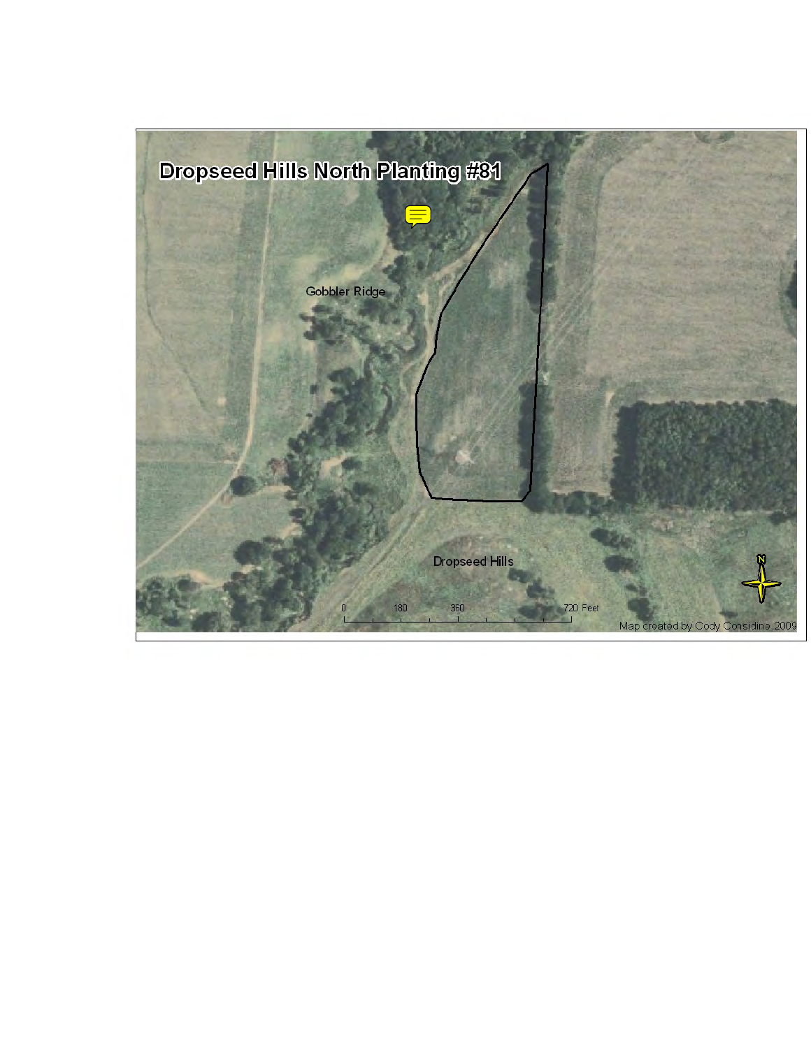# Dropseed Hills North Planting #81

Gobbler Ridge

Dropseed Hills

0 180 360 720 Feet

N

Map created by Cody Considine 2009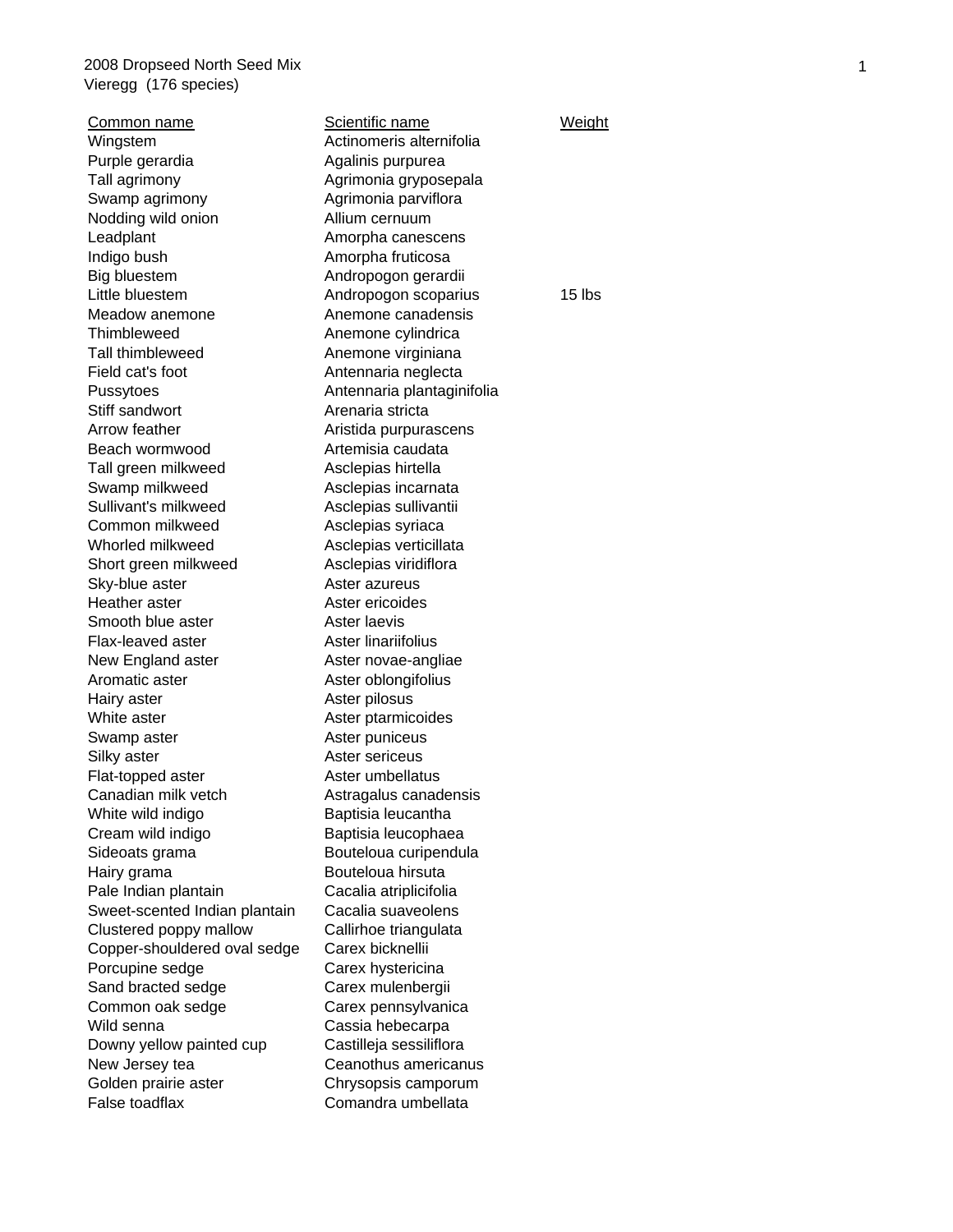2008 Dropseed North Seed Mix
Vieregg (176 species)

| Common name | Scientific name | Weight |
|---|---|---|
| Wingstem | Actinomeris alternifolia | |
| Purple gerardia | Agalinis purpurea | |
| Tall agrimony | Agrimonia gryposepala | |
| Swamp agrimony | Agrimonia parviflora | |
| Nodding wild onion | Allium cernuum | |
| Leadplant | Amorpha canescens | |
| Indigo bush | Amorpha fruticosa | |
| Big bluestem | Andropogon gerardii | |
| Little bluestem | Andropogon scoparius | 15 lbs |
| Meadow anemone | Anemone canadensis | |
| Thimbleweed | Anemone cylindrica | |
| Tall thimbleweed | Anemone virginiana | |
| Field cat's foot | Antennaria neglecta | |
| Pussytoes | Antennaria plantaginifolia | |
| Stiff sandwort | Arenaria stricta | |
| Arrow feather | Aristida purpurascens | |
| Beach wormwood | Artemisia caudata | |
| Tall green milkweed | Asclepias hirtella | |
| Swamp milkweed | Asclepias incarnata | |
| Sullivant's milkweed | Asclepias sullivantii | |
| Common milkweed | Asclepias syriaca | |
| Whorled milkweed | Asclepias verticillata | |
| Short green milkweed | Asclepias viridiflora | |
| Sky-blue aster | Aster azureus | |
| Heather aster | Aster ericoides | |
| Smooth blue aster | Aster laevis | |
| Flax-leaved aster | Aster linariifolius | |
| New England aster | Aster novae-angliae | |
| Aromatic aster | Aster oblongifolius | |
| Hairy aster | Aster pilosus | |
| White aster | Aster ptarmicoides | |
| Swamp aster | Aster puniceus | |
| Silky aster | Aster sericeus | |
| Flat-topped aster | Aster umbellatus | |
| Canadian milk vetch | Astragalus canadensis | |
| White wild indigo | Baptisia leucantha | |
| Cream wild indigo | Baptisia leucophaea | |
| Sideoats grama | Bouteloua curipendula | |
| Hairy grama | Bouteloua hirsuta | |
| Pale Indian plantain | Cacalia atriplicifolia | |
| Sweet-scented Indian plantain | Cacalia suaveolens | |
| Clustered poppy mallow | Callirhoe triangulata | |
| Copper-shouldered oval sedge | Carex bicknellii | |
| Porcupine sedge | Carex hystericina | |
| Sand bracted sedge | Carex mulenbergii | |
| Common oak sedge | Carex pennsylvanica | |
| Wild senna | Cassia hebecarpa | |
| Downy yellow painted cup | Castilleja sessiliflora | |
| New Jersey tea | Ceanothus americanus | |
| Golden prairie aster | Chrysopsis camporum | |
| False toadflax | Comandra umbellata | |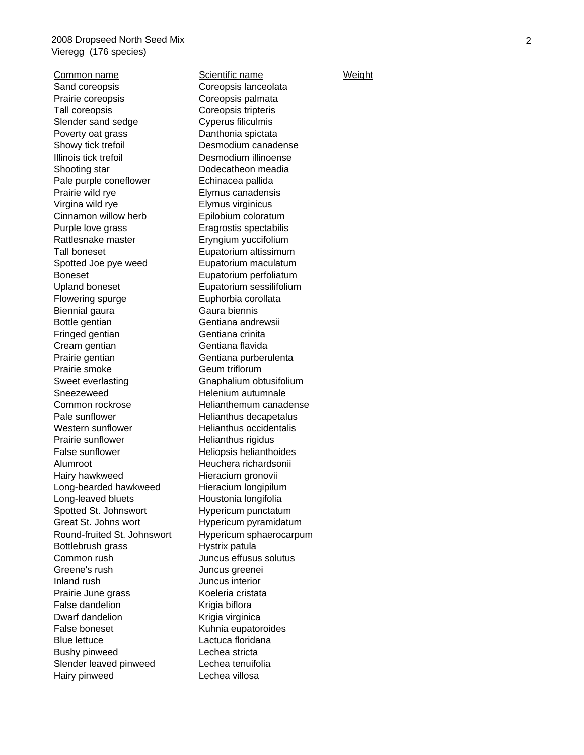2008 Dropseed North Seed Mix
Vieregg (176 species)

| Common name | Scientific name | Weight |
| --- | --- | --- |
| Sand coreopsis | Coreopsis lanceolata | |
| Prairie coreopsis | Coreopsis palmata | |
| Tall coreopsis | Coreopsis tripteris | |
| Slender sand sedge | Cyperus filiculmis | |
| Poverty oat grass | Danthonia spictata | |
| Showy tick trefoil | Desmodium canadense | |
| Illinois tick trefoil | Desmodium illinoense | |
| Shooting star | Dodecatheon meadia | |
| Pale purple coneflower | Echinacea pallida | |
| Prairie wild rye | Elymus canadensis | |
| Virgina wild rye | Elymus virginicus | |
| Cinnamon willow herb | Epilobium coloratum | |
| Purple love grass | Eragrostis spectabilis | |
| Rattlesnake master | Eryngium yuccifolium | |
| Tall boneset | Eupatorium altissimum | |
| Spotted Joe pye weed | Eupatorium maculatum | |
| Boneset | Eupatorium perfoliatum | |
| Upland boneset | Eupatorium sessilifolium | |
| Flowering spurge | Euphorbia corollata | |
| Biennial gaura | Gaura biennis | |
| Bottle gentian | Gentiana andrewsii | |
| Fringed gentian | Gentiana crinita | |
| Cream gentian | Gentiana flavida | |
| Prairie gentian | Gentiana purberulenta | |
| Prairie smoke | Geum triflorum | |
| Sweet everlasting | Gnaphalium obtusifolium | |
| Sneezeweed | Helenium autumnale | |
| Common rockrose | Helianthemum canadense | |
| Pale sunflower | Helianthus decapetalus | |
| Western sunflower | Helianthus occidentalis | |
| Prairie sunflower | Helianthus rigidus | |
| False sunflower | Heliopsis helianthoides | |
| Alumroot | Heuchera richardsonii | |
| Hairy hawkweed | Hieracium gronovii | |
| Long-bearded hawkweed | Hieracium longipilum | |
| Long-leaved bluets | Houstonia longifolia | |
| Spotted St. Johnswort | Hypericum punctatum | |
| Great St. Johns wort | Hypericum pyramidatum | |
| Round-fruited St. Johnswort | Hypericum sphaerocarpum | |
| Bottlebrush grass | Hystrix patula | |
| Common rush | Juncus effusus solutus | |
| Greene's rush | Juncus greenei | |
| Inland rush | Juncus interior | |
| Prairie June grass | Koeleria cristata | |
| False dandelion | Krigia biflora | |
| Dwarf dandelion | Krigia virginica | |
| False boneset | Kuhnia eupatoroides | |
| Blue lettuce | Lactuca floridana | |
| Bushy pinweed | Lechea stricta | |
| Slender leaved pinweed | Lechea tenuifolia | |
| Hairy pinweed | Lechea villosa | |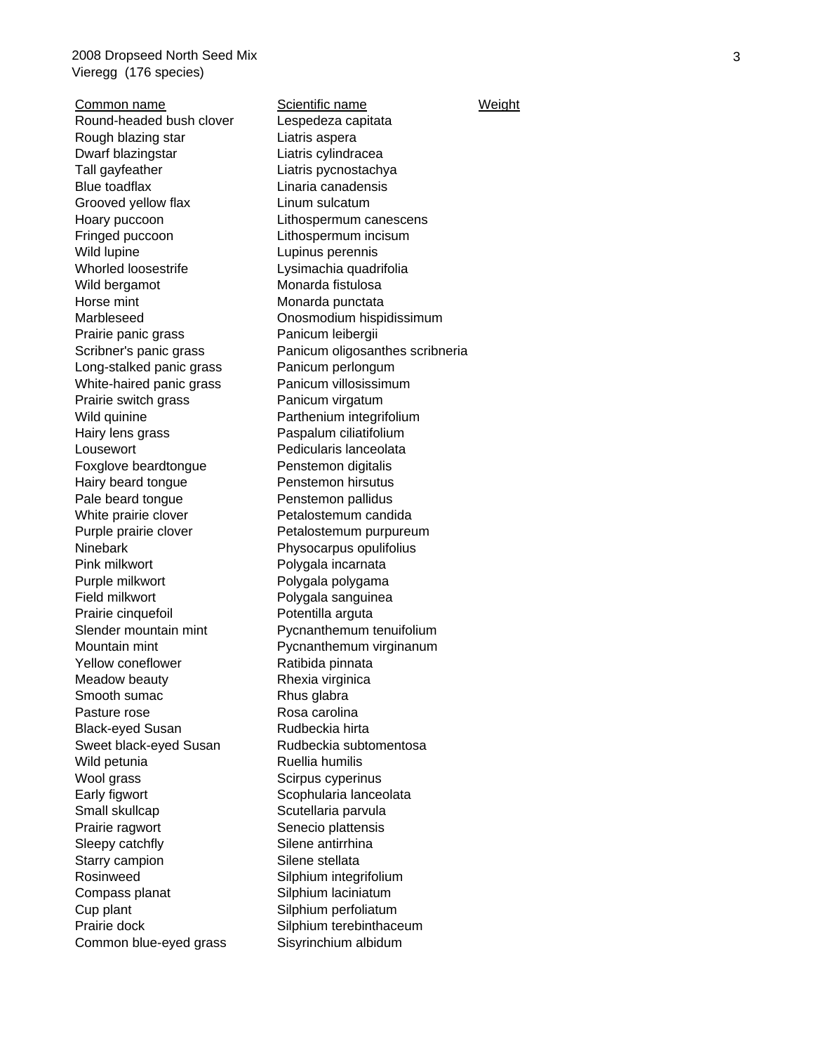2008 Dropseed North Seed Mix
Vieregg (176 species)

| Common name | Scientific name | Weight |
|---|---|---|
| Round-headed bush clover | Lespedeza capitata | |
| Rough blazing star | Liatris aspera | |
| Dwarf blazingstar | Liatris cylindracea | |
| Tall gayfeather | Liatris pycnostachya | |
| Blue toadflax | Linaria canadensis | |
| Grooved yellow flax | Linum sulcatum | |
| Hoary puccoon | Lithospermum canescens | |
| Fringed puccoon | Lithospermum incisum | |
| Wild lupine | Lupinus perennis | |
| Whorled loosestrife | Lysimachia quadrifolia | |
| Wild bergamot | Monarda fistulosa | |
| Horse mint | Monarda punctata | |
| Marbleseed | Onosmodium hispidissimum | |
| Prairie panic grass | Panicum leibergii | |
| Scribner's panic grass | Panicum oligosanthes scribneria | |
| Long-stalked panic grass | Panicum perlongum | |
| White-haired panic grass | Panicum villosissimum | |
| Prairie switch grass | Panicum virgatum | |
| Wild quinine | Parthenium integrifolium | |
| Hairy lens grass | Paspalum ciliatifolium | |
| Lousewort | Pedicularis lanceolata | |
| Foxglove beardtongue | Penstemon digitalis | |
| Hairy beard tongue | Penstemon hirsutus | |
| Pale beard tongue | Penstemon pallidus | |
| White prairie clover | Petalostemum candida | |
| Purple prairie clover | Petalostemum purpureum | |
| Ninebark | Physocarpus opulifolius | |
| Pink milkwort | Polygala incarnata | |
| Purple milkwort | Polygala polygama | |
| Field milkwort | Polygala sanguinea | |
| Prairie cinquefoil | Potentilla arguta | |
| Slender mountain mint | Pycnanthemum tenuifolium | |
| Mountain mint | Pycnanthemum virginanum | |
| Yellow coneflower | Ratibida pinnata | |
| Meadow beauty | Rhexia virginica | |
| Smooth sumac | Rhus glabra | |
| Pasture rose | Rosa carolina | |
| Black-eyed Susan | Rudbeckia hirta | |
| Sweet black-eyed Susan | Rudbeckia subtomentosa | |
| Wild petunia | Ruellia humilis | |
| Wool grass | Scirpus cyperinus | |
| Early figwort | Scophularia lanceolata | |
| Small skullcap | Scutellaria parvula | |
| Prairie ragwort | Senecio plattensis | |
| Sleepy catchfly | Silene antirrhina | |
| Starry campion | Silene stellata | |
| Rosinweed | Silphium integrifolium | |
| Compass planat | Silphium laciniatum | |
| Cup plant | Silphium perfoliatum | |
| Prairie dock | Silphium terebinthaceum | |
| Common blue-eyed grass | Sisyrinchium albidum | |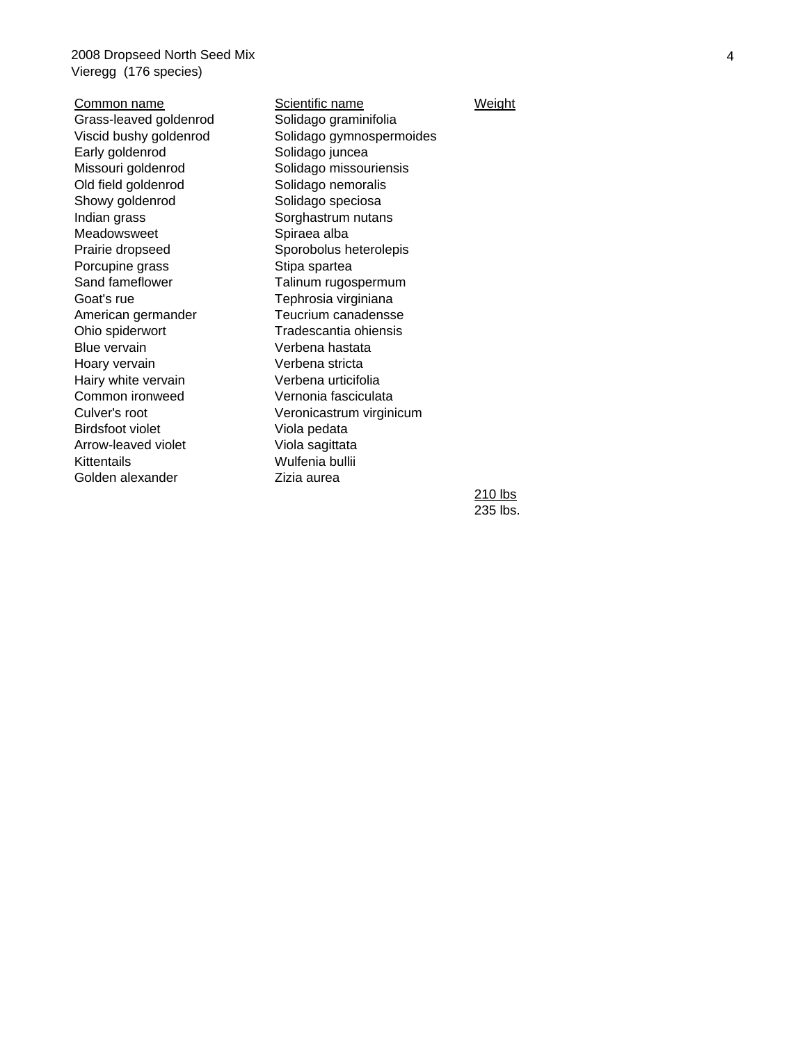2008 Dropseed North Seed Mix
Vieregg (176 species)

| Common name | Scientific name | Weight |
| --- | --- | --- |
| Grass-leaved goldenrod | Solidago graminifolia | |
| Viscid bushy goldenrod | Solidago gymnospermoides | |
| Early goldenrod | Solidago juncea | |
| Missouri goldenrod | Solidago missouriensis | |
| Old field goldenrod | Solidago nemoralis | |
| Showy goldenrod | Solidago speciosa | |
| Indian grass | Sorghastrum nutans | |
| Meadowsweet | Spiraea alba | |
| Prairie dropseed | Sporobolus heterolepis | |
| Porcupine grass | Stipa spartea | |
| Sand fameflower | Talinum rugospermum | |
| Goat's rue | Tephrosia virginiana | |
| American germander | Teucrium canadensse | |
| Ohio spiderwort | Tradescantia ohiensis | |
| Blue vervain | Verbena hastata | |
| Hoary vervain | Verbena stricta | |
| Hairy white vervain | Verbena urticifolia | |
| Common ironweed | Vernonia fasciculata | |
| Culver's root | Veronicastrum virginicum | |
| Birdsfoot violet | Viola pedata | |
| Arrow-leaved violet | Viola sagittata | |
| Kittentails | Wulfenia bullii | |
| Golden alexander | Zizia aurea | |
| | | 210 lbs |
| | | 235 lbs. |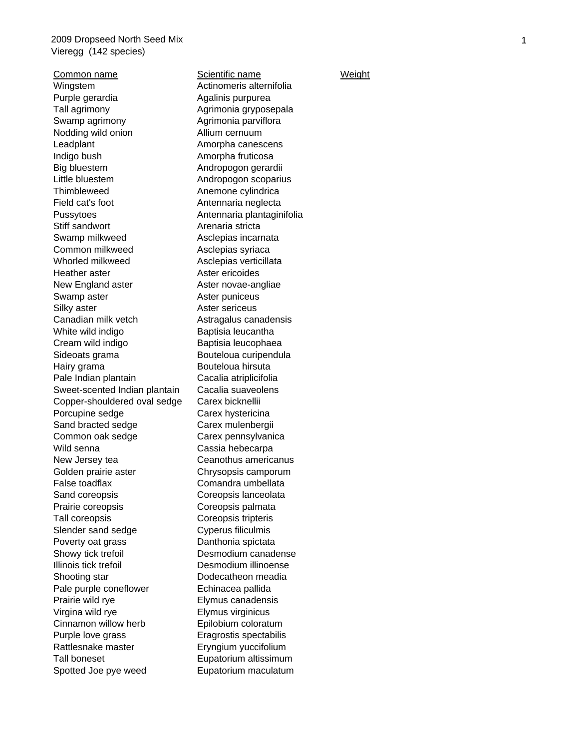2009 Dropseed North Seed Mix
Vieregg (142 species)

| Common name | Scientific name | Weight |
| --- | --- | --- |
| Wingstem | Actinomeris alternifolia | |
| Purple gerardia | Agalinis purpurea | |
| Tall agrimony | Agrimonia gryposepala | |
| Swamp agrimony | Agrimonia parviflora | |
| Nodding wild onion | Allium cernuum | |
| Leadplant | Amorpha canescens | |
| Indigo bush | Amorpha fruticosa | |
| Big bluestem | Andropogon gerardii | |
| Little bluestem | Andropogon scoparius | |
| Thimbleweed | Anemone cylindrica | |
| Field cat's foot | Antennaria neglecta | |
| Pussytoes | Antennaria plantaginifolia | |
| Stiff sandwort | Arenaria stricta | |
| Swamp milkweed | Asclepias incarnata | |
| Common milkweed | Asclepias syriaca | |
| Whorled milkweed | Asclepias verticillata | |
| Heather aster | Aster ericoides | |
| New England aster | Aster novae-angliae | |
| Swamp aster | Aster puniceus | |
| Silky aster | Aster sericeus | |
| Canadian milk vetch | Astragalus canadensis | |
| White wild indigo | Baptisia leucantha | |
| Cream wild indigo | Baptisia leucophaea | |
| Sideoats grama | Bouteloua curipendula | |
| Hairy grama | Bouteloua hirsuta | |
| Pale Indian plantain | Cacalia atriplicifolia | |
| Sweet-scented Indian plantain | Cacalia suaveolens | |
| Copper-shouldered oval sedge | Carex bicknellii | |
| Porcupine sedge | Carex hystericina | |
| Sand bracted sedge | Carex mulenbergii | |
| Common oak sedge | Carex pennsylvanica | |
| Wild senna | Cassia hebecarpa | |
| New Jersey tea | Ceanothus americanus | |
| Golden prairie aster | Chrysopsis camporum | |
| False toadflax | Comandra umbellata | |
| Sand coreopsis | Coreopsis lanceolata | |
| Prairie coreopsis | Coreopsis palmata | |
| Tall coreopsis | Coreopsis tripteris | |
| Slender sand sedge | Cyperus filiculmis | |
| Poverty oat grass | Danthonia spictata | |
| Showy tick trefoil | Desmodium canadense | |
| Illinois tick trefoil | Desmodium illinoense | |
| Shooting star | Dodecatheon meadia | |
| Pale purple coneflower | Echinacea pallida | |
| Prairie wild rye | Elymus canadensis | |
| Virgina wild rye | Elymus virginicus | |
| Cinnamon willow herb | Epilobium coloratum | |
| Purple love grass | Eragrostis spectabilis | |
| Rattlesnake master | Eryngium yuccifolium | |
| Tall boneset | Eupatorium altissimum | |
| Spotted Joe pye weed | Eupatorium maculatum | |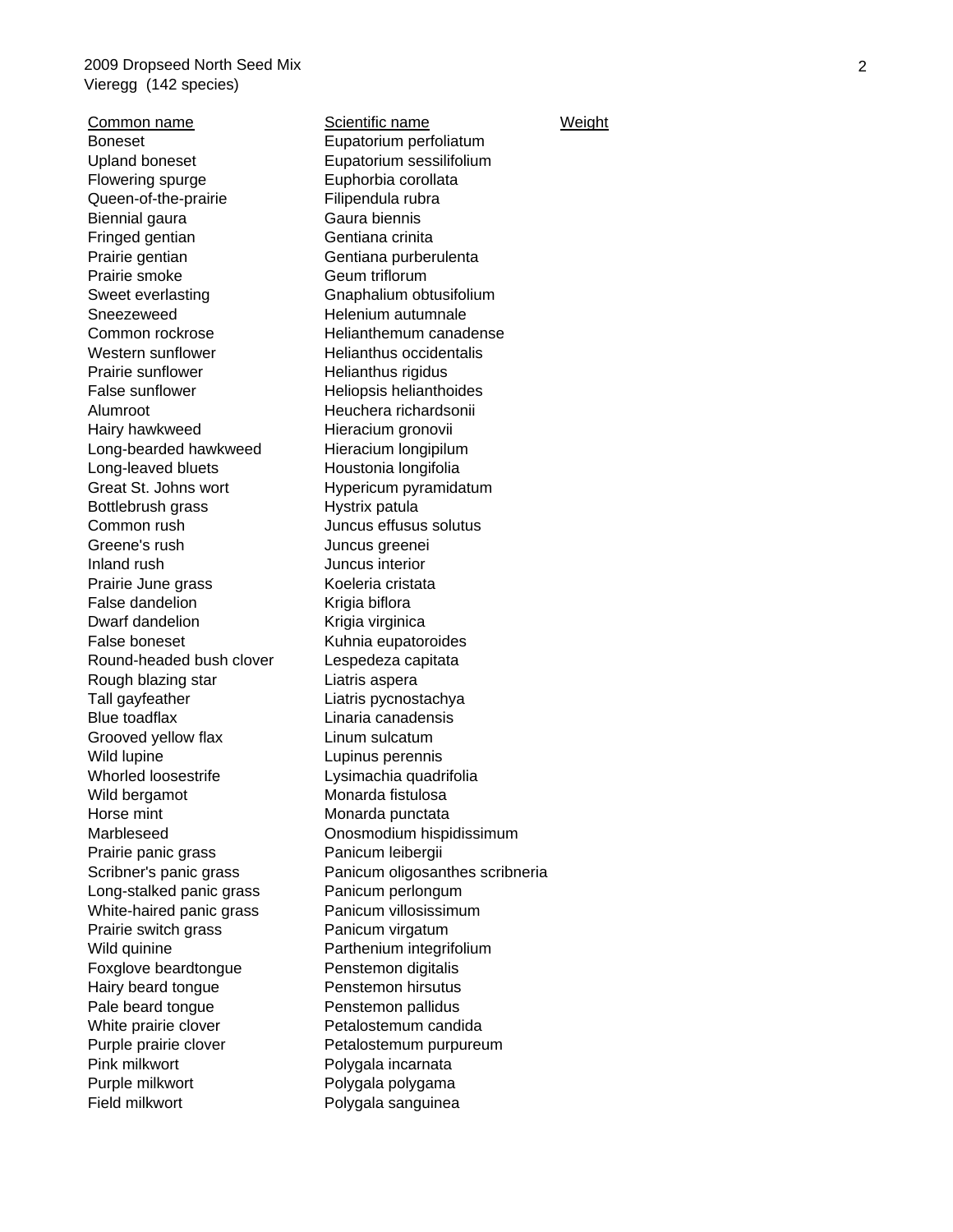2009 Dropseed North Seed Mix
Vieregg (142 species)

| Common name | Scientific name | Weight |
|---|---|---|
| Boneset | Eupatorium perfoliatum | |
| Upland boneset | Eupatorium sessilifolium | |
| Flowering spurge | Euphorbia corollata | |
| Queen-of-the-prairie | Filipendula rubra | |
| Biennial gaura | Gaura biennis | |
| Fringed gentian | Gentiana crinita | |
| Prairie gentian | Gentiana purberulenta | |
| Prairie smoke | Geum triflorum | |
| Sweet everlasting | Gnaphalium obtusifolium | |
| Sneezeweed | Helenium autumnale | |
| Common rockrose | Helianthemum canadense | |
| Western sunflower | Helianthus occidentalis | |
| Prairie sunflower | Helianthus rigidus | |
| False sunflower | Heliopsis helianthoides | |
| Alumroot | Heuchera richardsonii | |
| Hairy hawkweed | Hieracium gronovii | |
| Long-bearded hawkweed | Hieracium longipilum | |
| Long-leaved bluets | Houstonia longifolia | |
| Great St. Johns wort | Hypericum pyramidatum | |
| Bottlebrush grass | Hystrix patula | |
| Common rush | Juncus effusus solutus | |
| Greene's rush | Juncus greenei | |
| Inland rush | Juncus interior | |
| Prairie June grass | Koeleria cristata | |
| False dandelion | Krigia biflora | |
| Dwarf dandelion | Krigia virginica | |
| False boneset | Kuhnia eupatoroides | |
| Round-headed bush clover | Lespedeza capitata | |
| Rough blazing star | Liatris aspera | |
| Tall gayfeather | Liatris pycnostachya | |
| Blue toadflax | Linaria canadensis | |
| Grooved yellow flax | Linum sulcatum | |
| Wild lupine | Lupinus perennis | |
| Whorled loosestrife | Lysimachia quadrifolia | |
| Wild bergamot | Monarda fistulosa | |
| Horse mint | Monarda punctata | |
| Marbleseed | Onosmodium hispidissimum | |
| Prairie panic grass | Panicum leibergii | |
| Scribner's panic grass | Panicum oligosanthes scribneria | |
| Long-stalked panic grass | Panicum perlongum | |
| White-haired panic grass | Panicum villosissimum | |
| Prairie switch grass | Panicum virgatum | |
| Wild quinine | Parthenium integrifolium | |
| Foxglove beardtongue | Penstemon digitalis | |
| Hairy beard tongue | Penstemon hirsutus | |
| Pale beard tongue | Penstemon pallidus | |
| White prairie clover | Petalostemum candida | |
| Purple prairie clover | Petalostemum purpureum | |
| Pink milkwort | Polygala incarnata | |
| Purple milkwort | Polygala polygama | |
| Field milkwort | Polygala sanguinea | |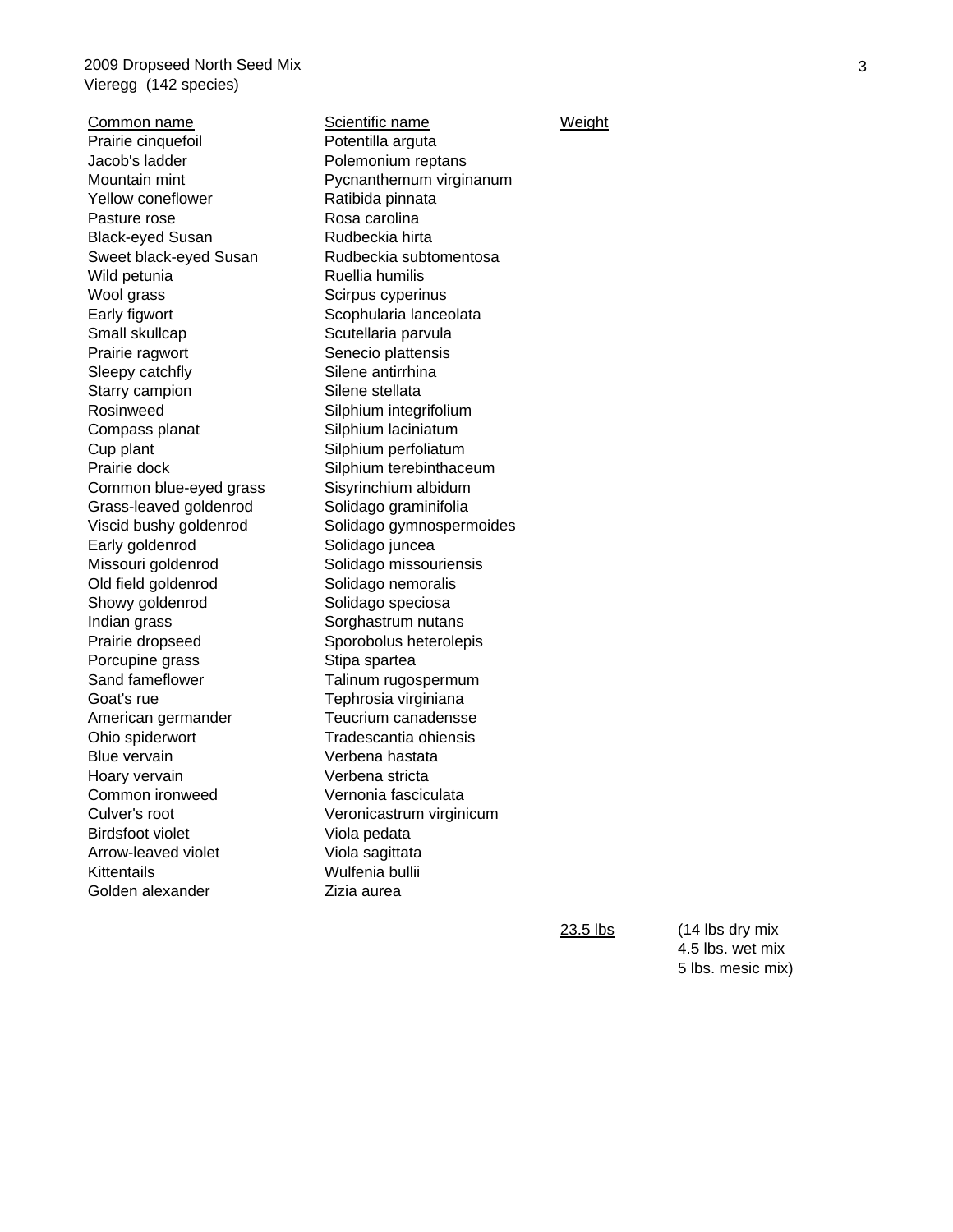2009 Dropseed North Seed Mix
Vieregg (142 species)

| Common name | Scientific name | Weight |
|---|---|---|
| Prairie cinquefoil | Potentilla arguta | |
| Jacob's ladder | Polemonium reptans | |
| Mountain mint | Pycnanthemum virginanum | |
| Yellow coneflower | Ratibida pinnata | |
| Pasture rose | Rosa carolina | |
| Black-eyed Susan | Rudbeckia hirta | |
| Sweet black-eyed Susan | Rudbeckia subtomentosa | |
| Wild petunia | Ruellia humilis | |
| Wool grass | Scirpus cyperinus | |
| Early figwort | Scophularia lanceolata | |
| Small skullcap | Scutellaria parvula | |
| Prairie ragwort | Senecio plattensis | |
| Sleepy catchfly | Silene antirrhina | |
| Starry campion | Silene stellata | |
| Rosinweed | Silphium integrifolium | |
| Compass planat | Silphium laciniatum | |
| Cup plant | Silphium perfoliatum | |
| Prairie dock | Silphium terebinthaceum | |
| Common blue-eyed grass | Sisyrinchium albidum | |
| Grass-leaved goldenrod | Solidago graminifolia | |
| Viscid bushy goldenrod | Solidago gymnospermoides | |
| Early goldenrod | Solidago juncea | |
| Missouri goldenrod | Solidago missouriensis | |
| Old field goldenrod | Solidago nemoralis | |
| Showy goldenrod | Solidago speciosa | |
| Indian grass | Sorghastrum nutans | |
| Prairie dropseed | Sporobolus heterolepis | |
| Porcupine grass | Stipa spartea | |
| Sand fameflower | Talinum rugospermum | |
| Goat's rue | Tephrosia virginiana | |
| American germander | Teucrium canadensse | |
| Ohio spiderwort | Tradescantia ohiensis | |
| Blue vervain | Verbena hastata | |
| Hoary vervain | Verbena stricta | |
| Common ironweed | Vernonia fasciculata | |
| Culver's root | Veronicastrum virginicum | |
| Birdsfoot violet | Viola pedata | |
| Arrow-leaved violet | Viola sagittata | |
| Kittentails | Wulfenia bullii | |
| Golden alexander | Zizia aurea | |
| | | 23.5 lbs (14 lbs dry mix, 4.5 lbs. wet mix, 5 lbs. mesic mix) |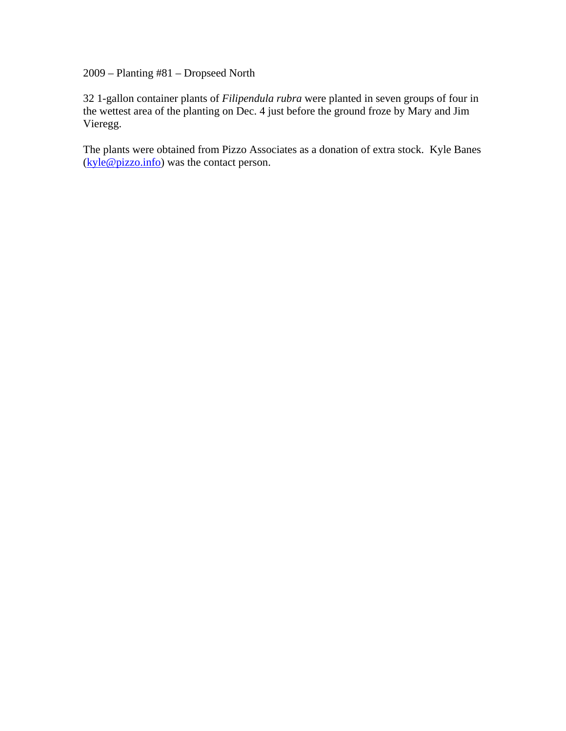2009 – Planting #81 – Dropseed North

32 1-gallon container plants of *Filipendula rubra* were planted in seven groups of four in the wettest area of the planting on Dec. 4 just before the ground froze by Mary and Jim Vieregg.

The plants were obtained from Pizzo Associates as a donation of extra stock. Kyle Banes (kyle@pizzo.info) was the contact person.